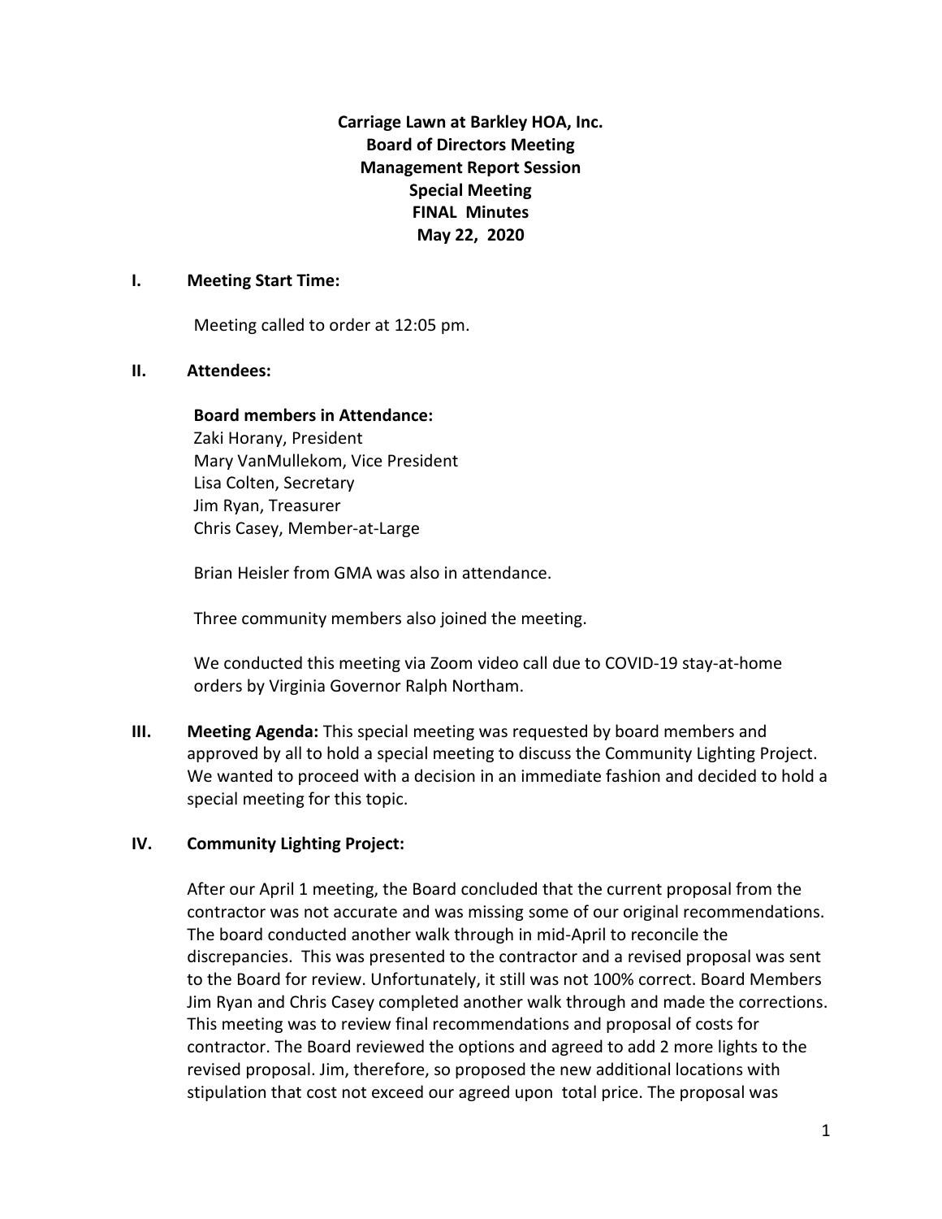**Carriage Lawn at Barkley HOA, Inc.**
**Board of Directors Meeting**
**Management Report Session**
**Special Meeting**
**FINAL Minutes**
**May 22, 2020**

## I. Meeting Start Time:

Meeting called to order at 12:05 pm.

## II. Attendees:

**Board members in Attendance:**
Zaki Horany, President
Mary VanMullekom, Vice President
Lisa Colten, Secretary
Jim Ryan, Treasurer
Chris Casey, Member-at-Large

Brian Heisler from GMA was also in attendance.

Three community members also joined the meeting.

We conducted this meeting via Zoom video call due to COVID-19 stay-at-home orders by Virginia Governor Ralph Northam.

## III. Meeting Agenda:

This special meeting was requested by board members and approved by all to hold a special meeting to discuss the Community Lighting Project. We wanted to proceed with a decision in an immediate fashion and decided to hold a special meeting for this topic.

## IV. Community Lighting Project:

After our April 1 meeting, the Board concluded that the current proposal from the contractor was not accurate and was missing some of our original recommendations. The board conducted another walk through in mid-April to reconcile the discrepancies. This was presented to the contractor and a revised proposal was sent to the Board for review. Unfortunately, it still was not 100% correct. Board Members Jim Ryan and Chris Casey completed another walk through and made the corrections. This meeting was to review final recommendations and proposal of costs for contractor. The Board reviewed the options and agreed to add 2 more lights to the revised proposal. Jim, therefore, so proposed the new additional locations with stipulation that cost not exceed our agreed upon total price. The proposal was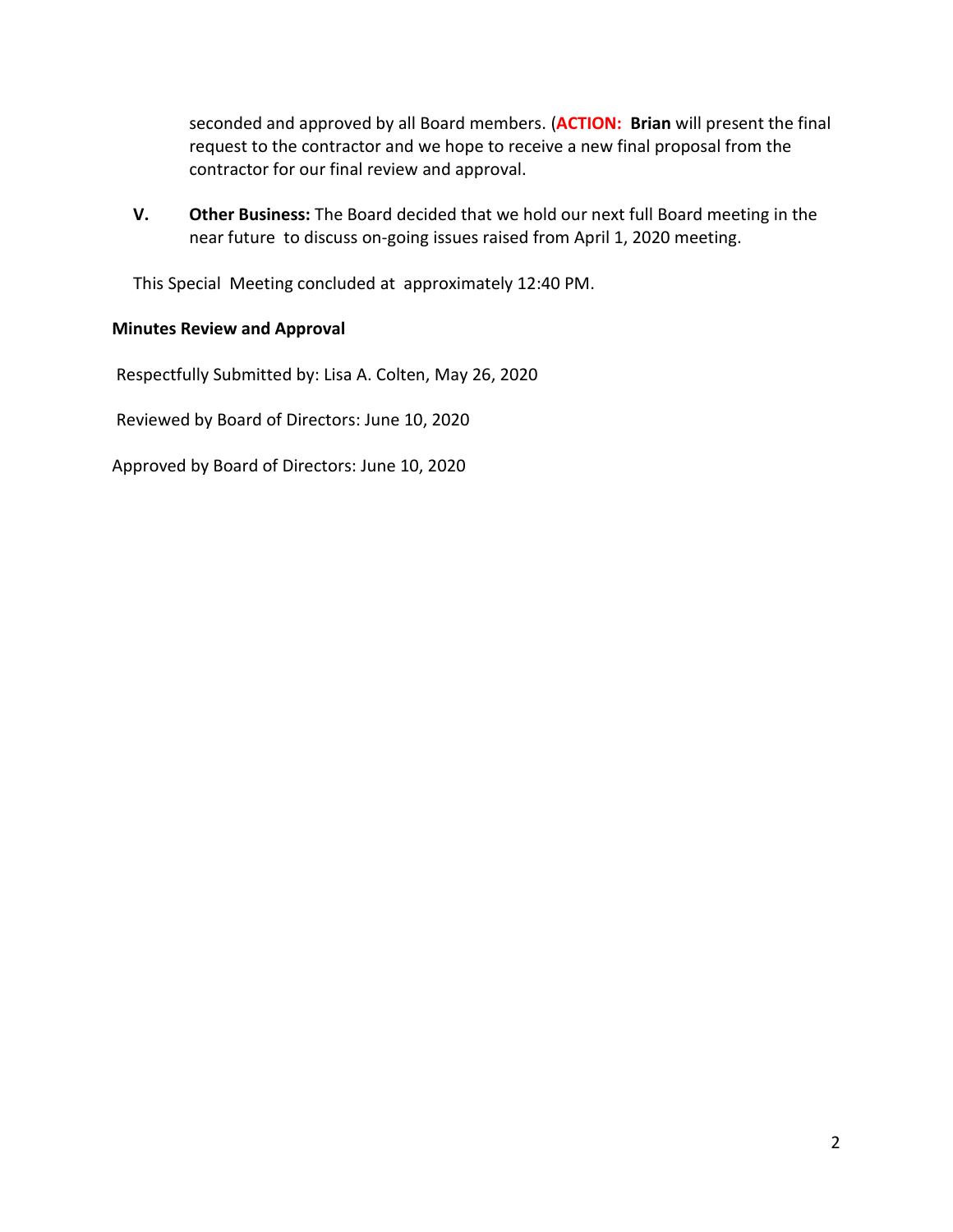seconded and approved by all Board members. (**ACTION: Brian** will present the final request to the contractor and we hope to receive a new final proposal from the contractor for our final review and approval.

**V. Other Business:** The Board decided that we hold our next full Board meeting in the near future to discuss on-going issues raised from April 1, 2020 meeting.

This Special Meeting concluded at approximately 12:40 PM.

**Minutes Review and Approval**

Respectfully Submitted by: Lisa A. Colten, May 26, 2020

Reviewed by Board of Directors: June 10, 2020

Approved by Board of Directors: June 10, 2020